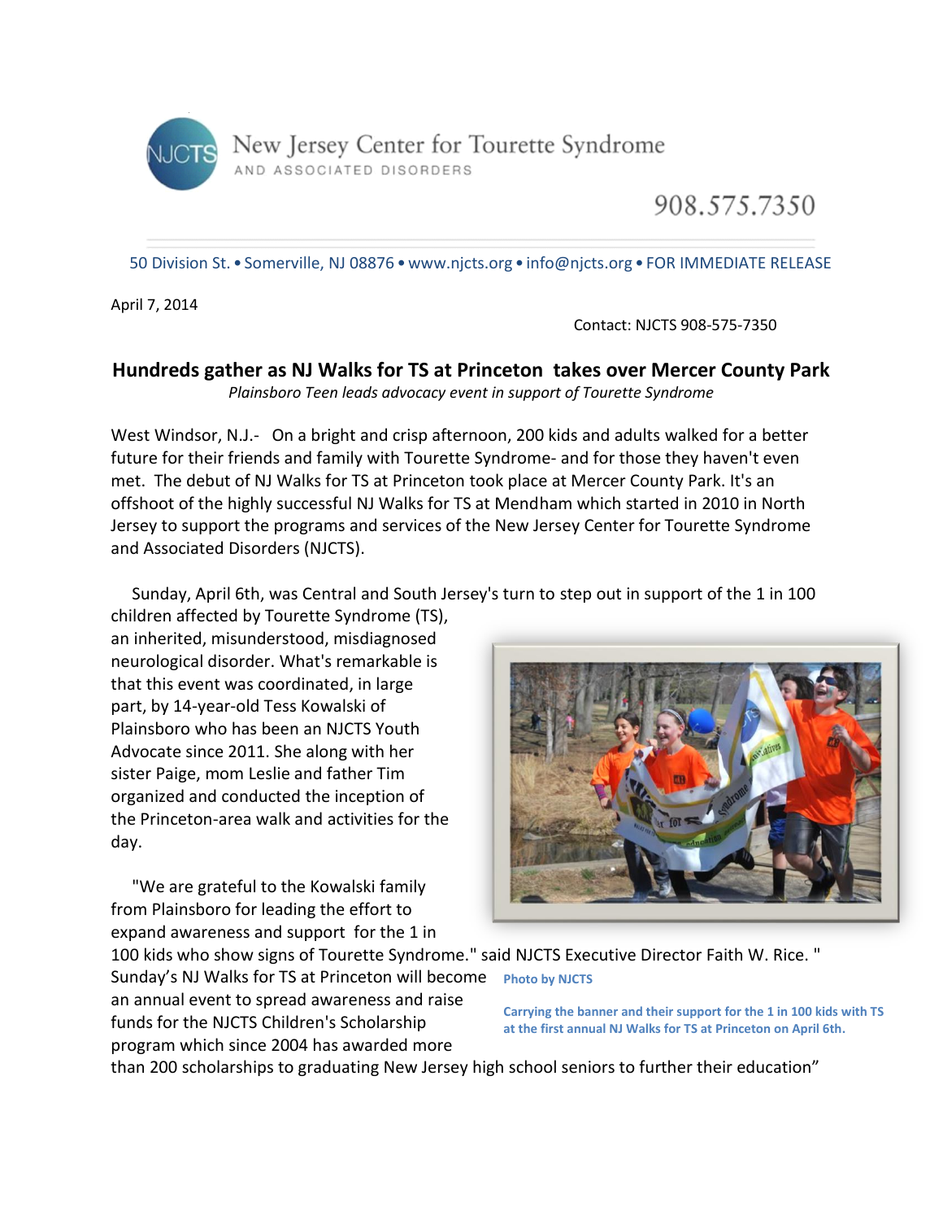New Jersey Center for Tourette Syndrome
AND ASSOCIATED DISORDERS

908.575.7350

50 Division St. • Somerville, NJ 08876 • www.njcts.org • info@njcts.org • FOR IMMEDIATE RELEASE

April 7, 2014

Contact: NJCTS 908-575-7350

## Hundreds gather as NJ Walks for TS at Princeton takes over Mercer County Park

*Plainsboro Teen leads advocacy event in support of Tourette Syndrome*

West Windsor, N.J.- On a bright and crisp afternoon, 200 kids and adults walked for a better future for their friends and family with Tourette Syndrome- and for those they haven't even met. The debut of NJ Walks for TS at Princeton took place at Mercer County Park. It's an offshoot of the highly successful NJ Walks for TS at Mendham which started in 2010 in North Jersey to support the programs and services of the New Jersey Center for Tourette Syndrome and Associated Disorders (NJCTS).

Sunday, April 6th, was Central and South Jersey's turn to step out in support of the 1 in 100 children affected by Tourette Syndrome (TS), an inherited, misunderstood, misdiagnosed neurological disorder. What's remarkable is that this event was coordinated, in large part, by 14-year-old Tess Kowalski of Plainsboro who has been an NJCTS Youth Advocate since 2011. She along with her sister Paige, mom Leslie and father Tim organized and conducted the inception of the Princeton-area walk and activities for the day.

"We are grateful to the Kowalski family from Plainsboro for leading the effort to expand awareness and support for the 1 in 100 kids who show signs of Tourette Syndrome." said NJCTS Executive Director Faith W. Rice. " Sunday's NJ Walks for TS at Princeton will become an annual event to spread awareness and raise funds for the NJCTS Children's Scholarship program which since 2004 has awarded more than 200 scholarships to graduating New Jersey high school seniors to further their education"

**Photo by NJCTS**

**Carrying the banner and their support for the 1 in 100 kids with TS at the first annual NJ Walks for TS at Princeton on April 6th.**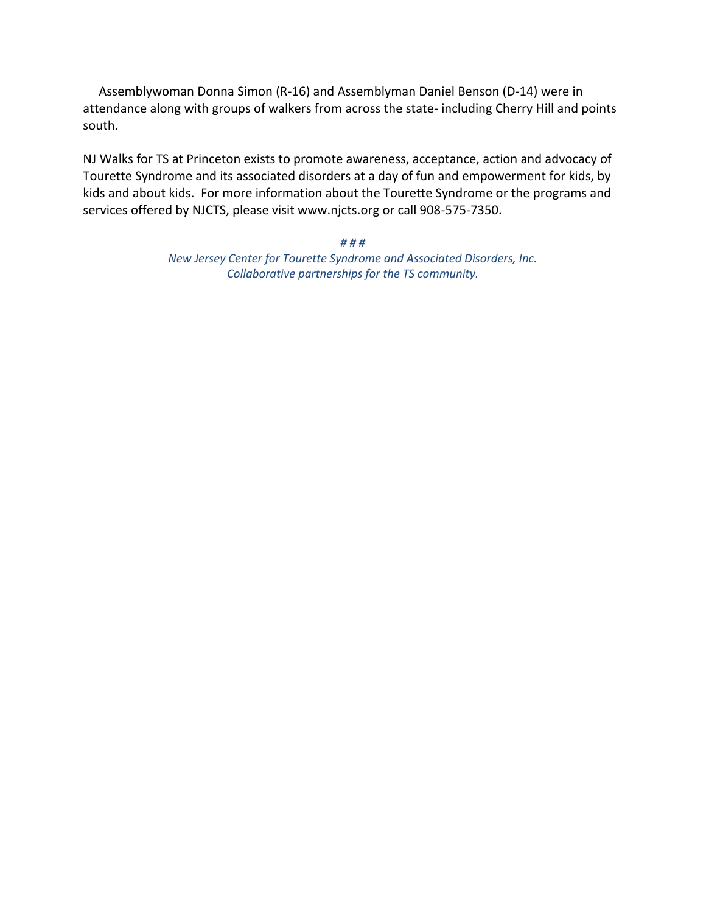Assemblywoman Donna Simon (R-16) and Assemblyman Daniel Benson (D-14) were in attendance along with groups of walkers from across the state- including Cherry Hill and points south.

NJ Walks for TS at Princeton exists to promote awareness, acceptance, action and advocacy of Tourette Syndrome and its associated disorders at a day of fun and empowerment for kids, by kids and about kids. For more information about the Tourette Syndrome or the programs and services offered by NJCTS, please visit www.njcts.org or call 908-575-7350.

*# # #*

*New Jersey Center for Tourette Syndrome and Associated Disorders, Inc.*
*Collaborative partnerships for the TS community.*